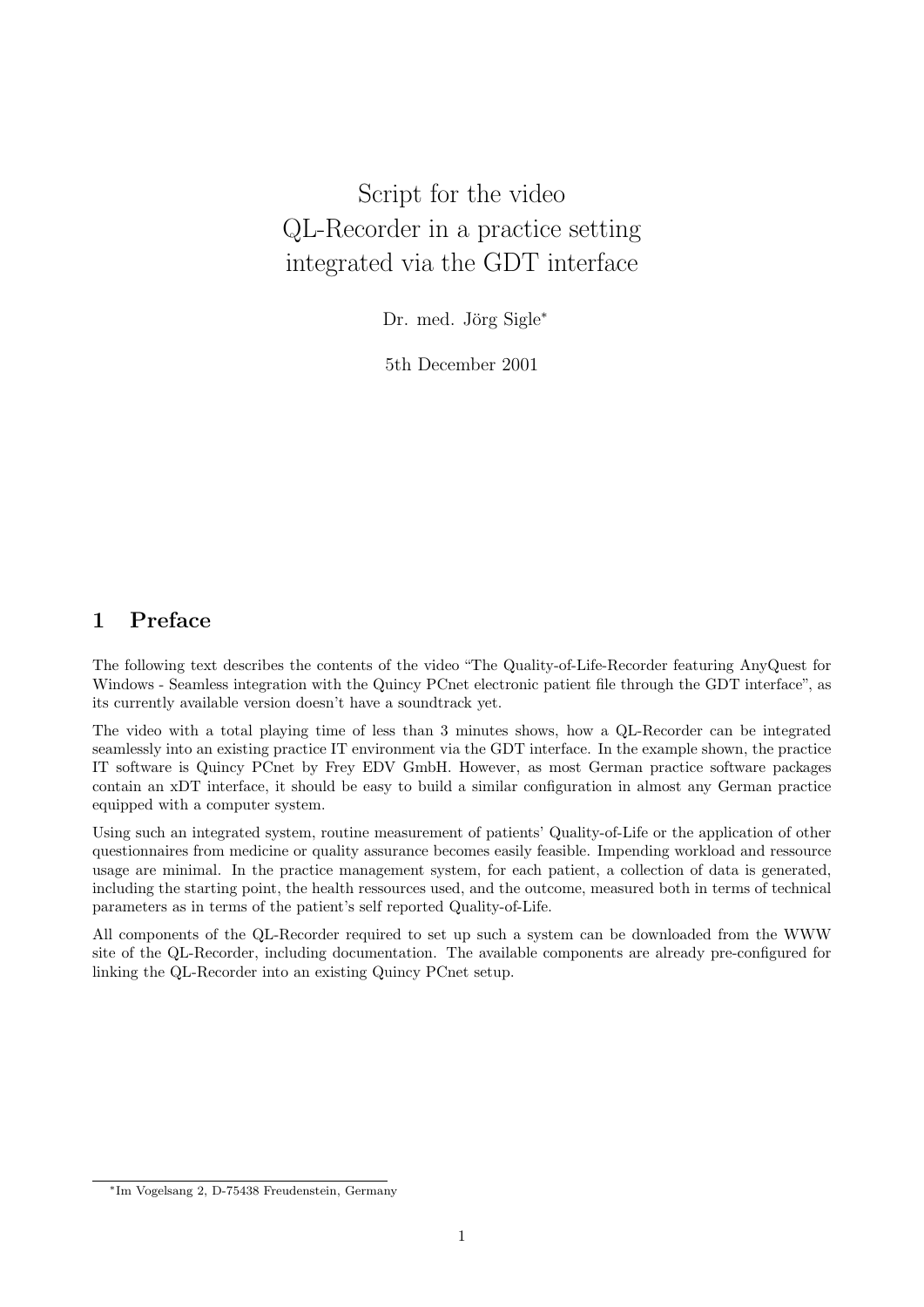# Script for the video QL-Recorder in a practice setting integrated via the GDT interface

Dr. med. Jörg Sigle*

5th December 2001

## 1 Preface

The following text describes the contents of the video "The Quality-of-Life-Recorder featuring AnyQuest for Windows - Seamless integration with the Quincy PCnet electronic patient file through the GDT interface", as its currently available version doesn't have a soundtrack yet.

The video with a total playing time of less than 3 minutes shows, how a QL-Recorder can be integrated seamlessly into an existing practice IT environment via the GDT interface. In the example shown, the practice IT software is Quincy PCnet by Frey EDV GmbH. However, as most German practice software packages contain an xDT interface, it should be easy to build a similar configuration in almost any German practice equipped with a computer system.

Using such an integrated system, routine measurement of patients' Quality-of-Life or the application of other questionnaires from medicine or quality assurance becomes easily feasible. Impending workload and ressource usage are minimal. In the practice management system, for each patient, a collection of data is generated, including the starting point, the health ressources used, and the outcome, measured both in terms of technical parameters as in terms of the patient's self reported Quality-of-Life.

All components of the QL-Recorder required to set up such a system can be downloaded from the WWW site of the QL-Recorder, including documentation. The available components are already pre-configured for linking the QL-Recorder into an existing Quincy PCnet setup.

---

*Im Vogelsang 2, D-75438 Freudenstein, Germany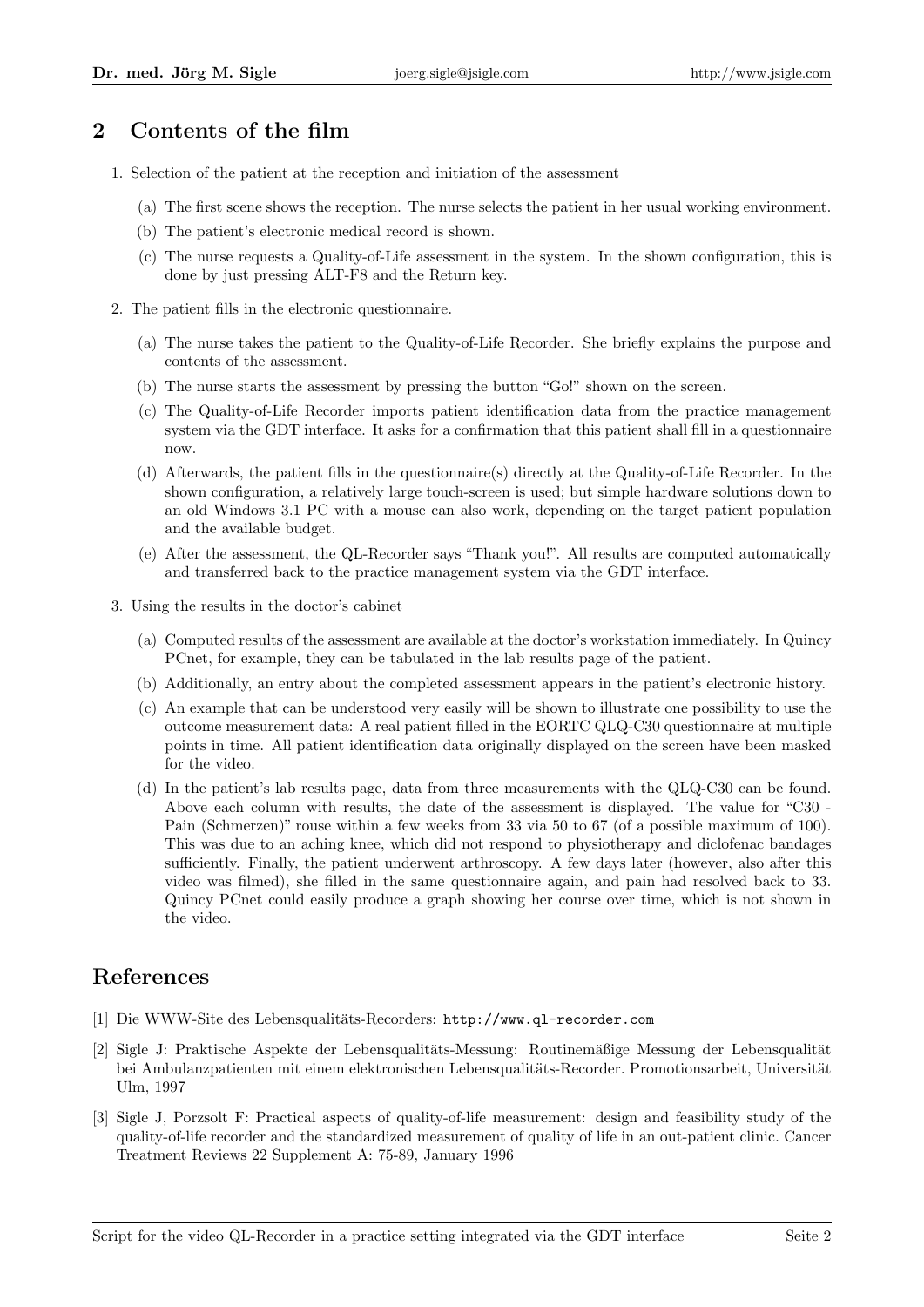## 2 Contents of the film

1. Selection of the patient at the reception and initiation of the assessment
   (a) The first scene shows the reception. The nurse selects the patient in her usual working environment.
   (b) The patient's electronic medical record is shown.
   (c) The nurse requests a Quality-of-Life assessment in the system. In the shown configuration, this is done by just pressing ALT-F8 and the Return key.

2. The patient fills in the electronic questionnaire.
   (a) The nurse takes the patient to the Quality-of-Life Recorder. She briefly explains the purpose and contents of the assessment.
   (b) The nurse starts the assessment by pressing the button "Go!" shown on the screen.
   (c) The Quality-of-Life Recorder imports patient identification data from the practice management system via the GDT interface. It asks for a confirmation that this patient shall fill in a questionnaire now.
   (d) Afterwards, the patient fills in the questionnaire(s) directly at the Quality-of-Life Recorder. In the shown configuration, a relatively large touch-screen is used; but simple hardware solutions down to an old Windows 3.1 PC with a mouse can also work, depending on the target patient population and the available budget.
   (e) After the assessment, the QL-Recorder says "Thank you!". All results are computed automatically and transferred back to the practice management system via the GDT interface.

3. Using the results in the doctor's cabinet
   (a) Computed results of the assessment are available at the doctor's workstation immediately. In Quincy PCnet, for example, they can be tabulated in the lab results page of the patient.
   (b) Additionally, an entry about the completed assessment appears in the patient's electronic history.
   (c) An example that can be understood very easily will be shown to illustrate one possibility to use the outcome measurement data: A real patient filled in the EORTC QLQ-C30 questionnaire at multiple points in time. All patient identification data originally displayed on the screen have been masked for the video.
   (d) In the patient's lab results page, data from three measurements with the QLQ-C30 can be found. Above each column with results, the date of the assessment is displayed. The value for "C30 - Pain (Schmerzen)" rouse within a few weeks from 33 via 50 to 67 (of a possible maximum of 100). This was due to an aching knee, which did not respond to physiotherapy and diclofenac bandages sufficiently. Finally, the patient underwent arthroscopy. A few days later (however, also after this video was filmed), she filled in the same questionnaire again, and pain had resolved back to 33. Quincy PCnet could easily produce a graph showing her course over time, which is not shown in the video.

## References

[1] Die WWW-Site des Lebensqualitäts-Recorders: `http://www.ql-recorder.com`

[2] Sigle J: Praktische Aspekte der Lebensqualitäts-Messung: Routinemäßige Messung der Lebensqualität bei Ambulanzpatienten mit einem elektronischen Lebensqualitäts-Recorder. Promotionsarbeit, Universität Ulm, 1997

[3] Sigle J, Porzsolt F: Practical aspects of quality-of-life measurement: design and feasibility study of the quality-of-life recorder and the standardized measurement of quality of life in an out-patient clinic. Cancer Treatment Reviews 22 Supplement A: 75-89, January 1996